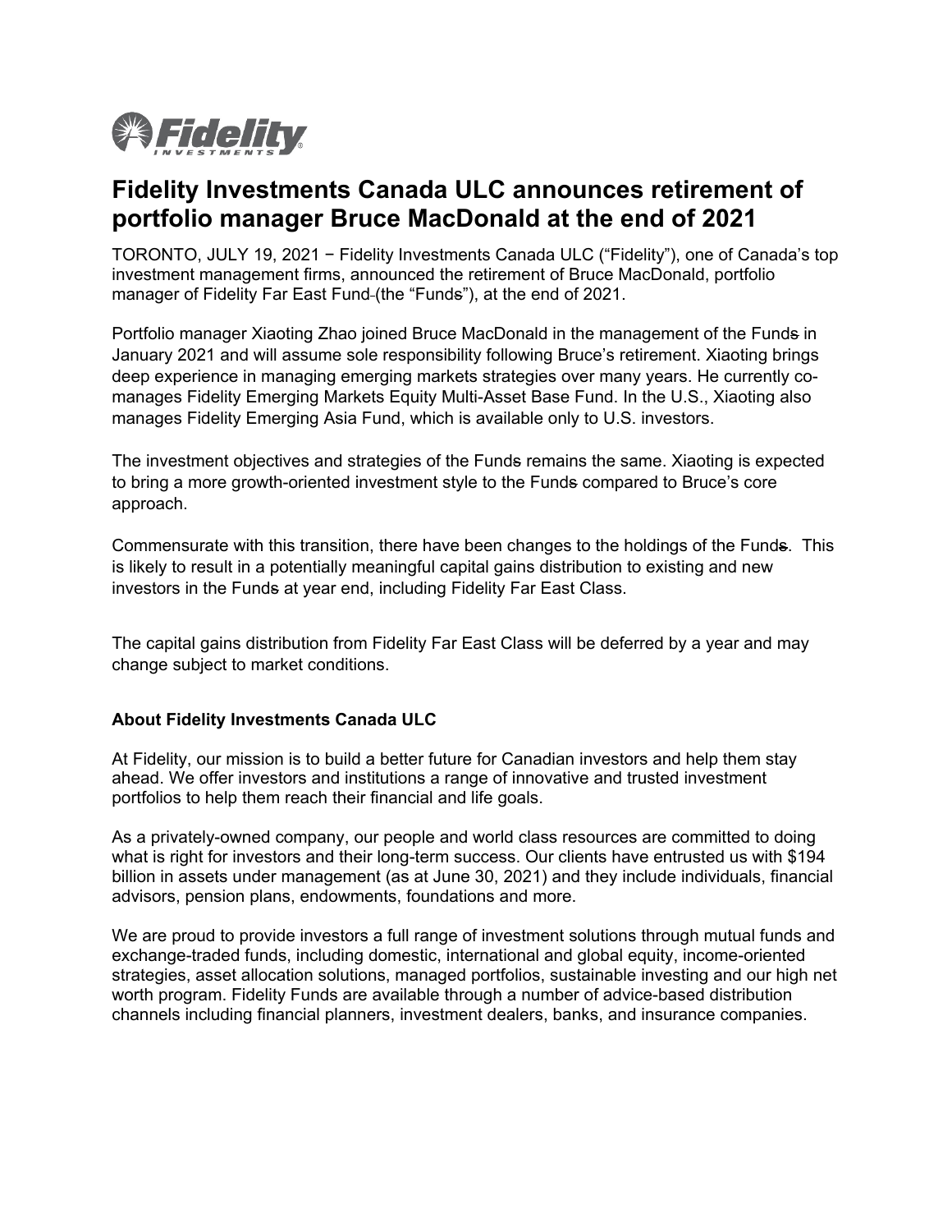# Fidelity Investments Canada ULC announces retirement of portfolio manager Bruce MacDonald at the end of 2021

TORONTO, JULY 19, 2021 − Fidelity Investments Canada ULC ("Fidelity"), one of Canada's top investment management firms, announced the retirement of Bruce MacDonald, portfolio manager of Fidelity Far East Fund (the "Fund~~s~~"), at the end of 2021.

Portfolio manager Xiaoting Zhao joined Bruce MacDonald in the management of the Fund~~s~~ in January 2021 and will assume sole responsibility following Bruce's retirement. Xiaoting brings deep experience in managing emerging markets strategies over many years. He currently co-manages Fidelity Emerging Markets Equity Multi-Asset Base Fund. In the U.S., Xiaoting also manages Fidelity Emerging Asia Fund, which is available only to U.S. investors.

The investment objectives and strategies of the Fund~~s~~ remains the same. Xiaoting is expected to bring a more growth-oriented investment style to the Fund~~s~~ compared to Bruce's core approach.

Commensurate with this transition, there have been changes to the holdings of the Fund~~s~~. This is likely to result in a potentially meaningful capital gains distribution to existing and new investors in the Fund~~s~~ at year end, including Fidelity Far East Class.

The capital gains distribution from Fidelity Far East Class will be deferred by a year and may change subject to market conditions.

**About Fidelity Investments Canada ULC**

At Fidelity, our mission is to build a better future for Canadian investors and help them stay ahead. We offer investors and institutions a range of innovative and trusted investment portfolios to help them reach their financial and life goals.

As a privately-owned company, our people and world class resources are committed to doing what is right for investors and their long-term success. Our clients have entrusted us with $194 billion in assets under management (as at June 30, 2021) and they include individuals, financial advisors, pension plans, endowments, foundations and more.

We are proud to provide investors a full range of investment solutions through mutual funds and exchange-traded funds, including domestic, international and global equity, income-oriented strategies, asset allocation solutions, managed portfolios, sustainable investing and our high net worth program. Fidelity Funds are available through a number of advice-based distribution channels including financial planners, investment dealers, banks, and insurance companies.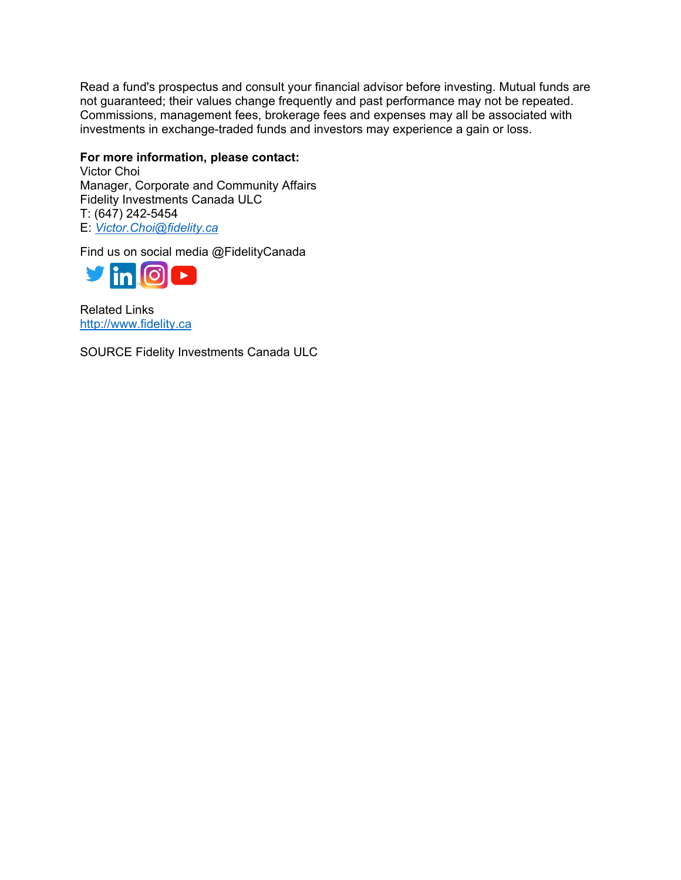Read a fund's prospectus and consult your financial advisor before investing. Mutual funds are not guaranteed; their values change frequently and past performance may not be repeated. Commissions, management fees, brokerage fees and expenses may all be associated with investments in exchange-traded funds and investors may experience a gain or loss.

**For more information, please contact:**
Victor Choi
Manager, Corporate and Community Affairs
Fidelity Investments Canada ULC
T: (647) 242-5454
E: *Victor.Choi@fidelity.ca*

Find us on social media @FidelityCanada

Related Links
http://www.fidelity.ca

SOURCE Fidelity Investments Canada ULC